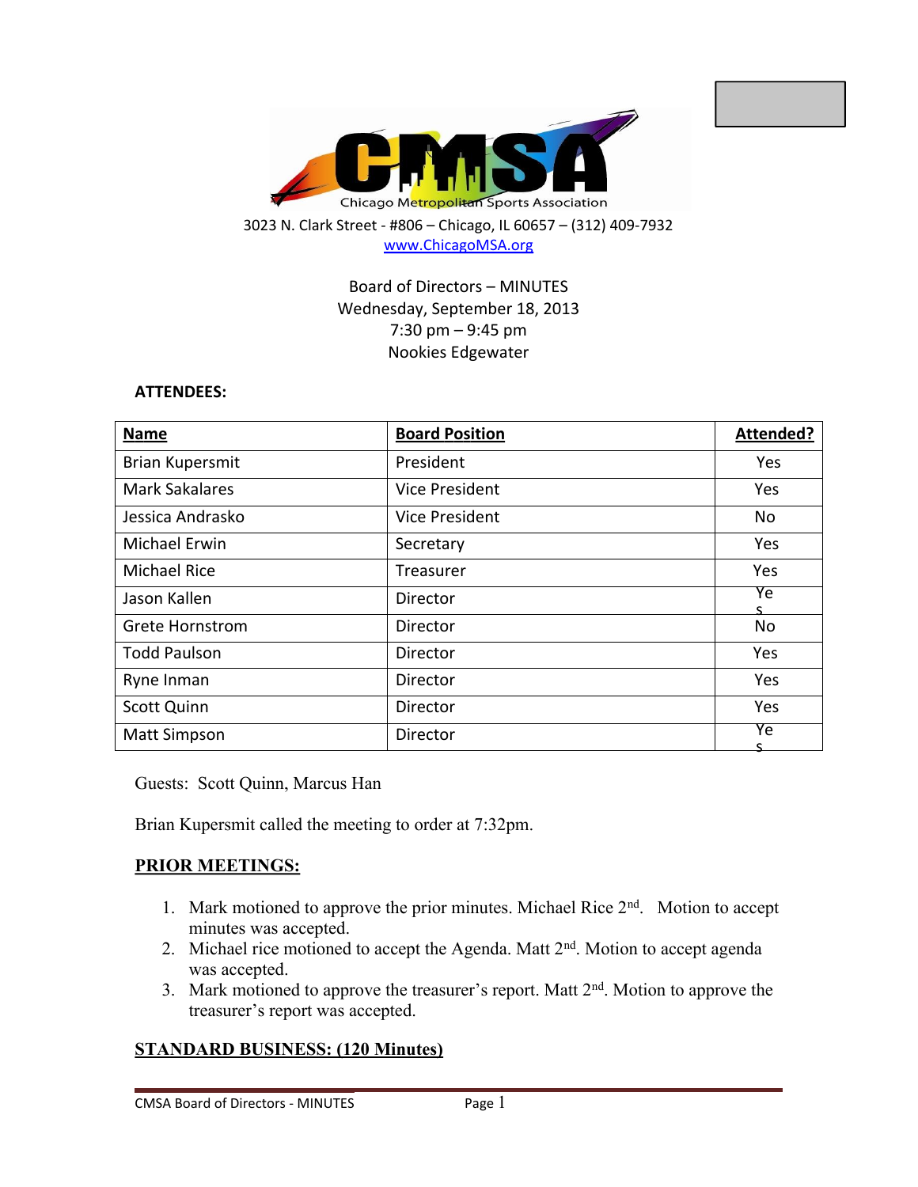Chicago Metropolitan Sports Association

3023 N. Clark Street - #806 – Chicago, IL 60657 – (312) 409-7932
www.ChicagoMSA.org

Board of Directors – MINUTES
Wednesday, September 18, 2013
7:30 pm – 9:45 pm
Nookies Edgewater

**ATTENDEES:**

| **Name** | **Board Position** | **Attended?** |
|---|---|---|
| Brian Kupersmit | President | Yes |
| Mark Sakalares | Vice President | Yes |
| Jessica Andrasko | Vice President | No |
| Michael Erwin | Secretary | Yes |
| Michael Rice | Treasurer | Yes |
| Jason Kallen | Director | Yes |
| Grete Hornstrom | Director | No |
| Todd Paulson | Director | Yes |
| Ryne Inman | Director | Yes |
| Scott Quinn | Director | Yes |
| Matt Simpson | Director | Yes |

Guests: Scott Quinn, Marcus Han

Brian Kupersmit called the meeting to order at 7:32pm.

## PRIOR MEETINGS:

1. Mark motioned to approve the prior minutes. Michael Rice 2nd. Motion to accept minutes was accepted.
2. Michael rice motioned to accept the Agenda. Matt 2nd. Motion to accept agenda was accepted.
3. Mark motioned to approve the treasurer's report. Matt 2nd. Motion to approve the treasurer's report was accepted.

## STANDARD BUSINESS: (120 Minutes)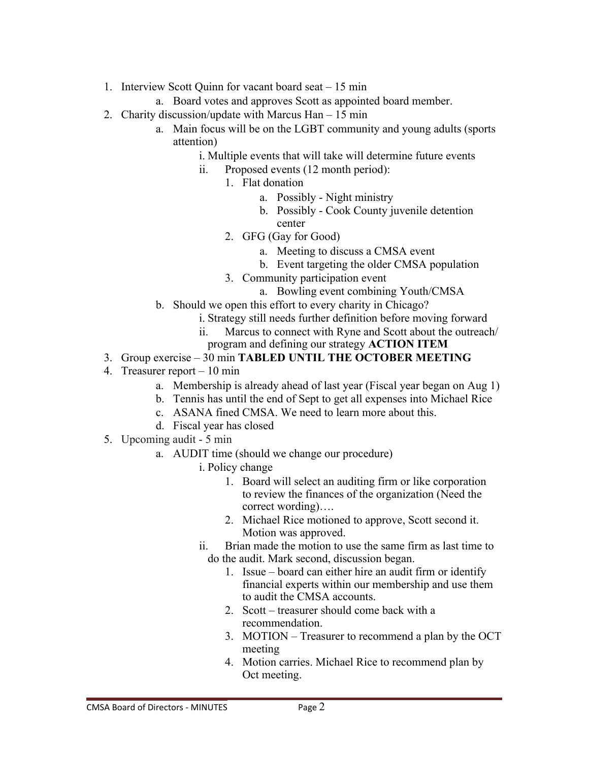1. Interview Scott Quinn for vacant board seat – 15 min
    a. Board votes and approves Scott as appointed board member.
2. Charity discussion/update with Marcus Han – 15 min
    a. Main focus will be on the LGBT community and young adults (sports attention)
        i. Multiple events that will take will determine future events
        ii. Proposed events (12 month period):
            1. Flat donation
                a. Possibly - Night ministry
                b. Possibly - Cook County juvenile detention center
            2. GFG (Gay for Good)
                a. Meeting to discuss a CMSA event
                b. Event targeting the older CMSA population
            3. Community participation event
                a. Bowling event combining Youth/CMSA
    b. Should we open this effort to every charity in Chicago?
        i. Strategy still needs further definition before moving forward
        ii. Marcus to connect with Ryne and Scott about the outreach/ program and defining our strategy **ACTION ITEM**
3. Group exercise – 30 min **TABLED UNTIL THE OCTOBER MEETING**
4. Treasurer report – 10 min
    a. Membership is already ahead of last year (Fiscal year began on Aug 1)
    b. Tennis has until the end of Sept to get all expenses into Michael Rice
    c. ASANA fined CMSA. We need to learn more about this.
    d. Fiscal year has closed
5. Upcoming audit - 5 min
    a. AUDIT time (should we change our procedure)
        i. Policy change
            1. Board will select an auditing firm or like corporation to review the finances of the organization (Need the correct wording)….
            2. Michael Rice motioned to approve, Scott second it. Motion was approved.
        ii. Brian made the motion to use the same firm as last time to do the audit. Mark second, discussion began.
            1. Issue – board can either hire an audit firm or identify financial experts within our membership and use them to audit the CMSA accounts.
            2. Scott – treasurer should come back with a recommendation.
            3. MOTION – Treasurer to recommend a plan by the OCT meeting
            4. Motion carries. Michael Rice to recommend plan by Oct meeting.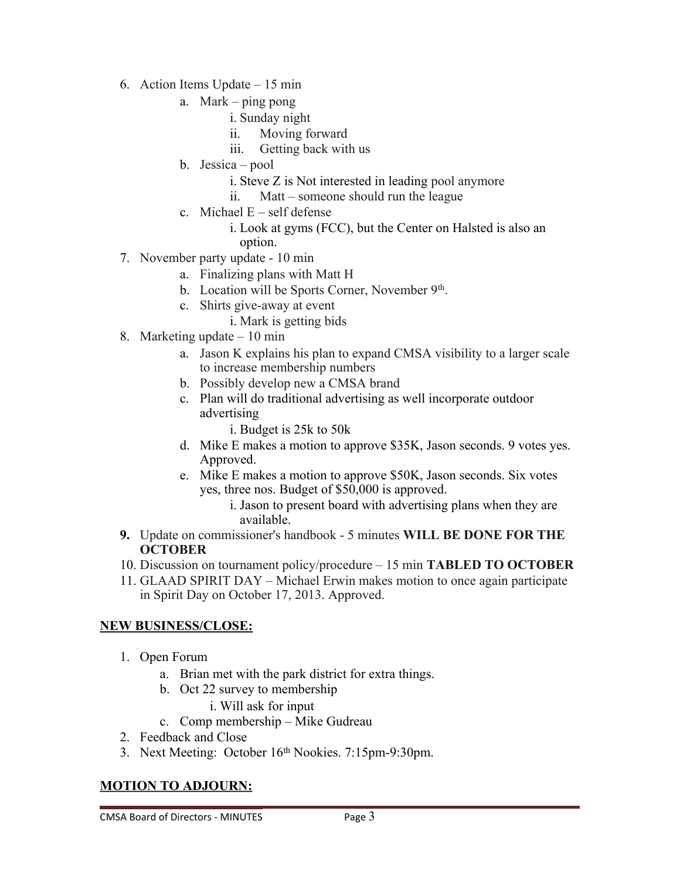6. Action Items Update – 15 min
    a. Mark – ping pong
        i. Sunday night
        ii. Moving forward
        iii. Getting back with us
    b. Jessica – pool
        i. Steve Z is Not interested in leading pool anymore
        ii. Matt – someone should run the league
    c. Michael E – self defense
        i. Look at gyms (FCC), but the Center on Halsted is also an option.
7. November party update - 10 min
    a. Finalizing plans with Matt H
    b. Location will be Sports Corner, November 9th.
    c. Shirts give-away at event
        i. Mark is getting bids
8. Marketing update – 10 min
    a. Jason K explains his plan to expand CMSA visibility to a larger scale to increase membership numbers
    b. Possibly develop new a CMSA brand
    c. Plan will do traditional advertising as well incorporate outdoor advertising
        i. Budget is 25k to 50k
    d. Mike E makes a motion to approve $35K, Jason seconds. 9 votes yes. Approved.
    e. Mike E makes a motion to approve $50K, Jason seconds. Six votes yes, three nos. Budget of $50,000 is approved.
        i. Jason to present board with advertising plans when they are available.
9. Update on commissioner's handbook - 5 minutes **WILL BE DONE FOR THE OCTOBER**
10. Discussion on tournament policy/procedure – 15 min **TABLED TO OCTOBER**
11. GLAAD SPIRIT DAY – Michael Erwin makes motion to once again participate in Spirit Day on October 17, 2013. Approved.

## NEW BUSINESS/CLOSE:

1. Open Forum
    a. Brian met with the park district for extra things.
    b. Oct 22 survey to membership
        i. Will ask for input
    c. Comp membership – Mike Gudreau
2. Feedback and Close
3. Next Meeting: October 16th Nookies. 7:15pm-9:30pm.

## MOTION TO ADJOURN: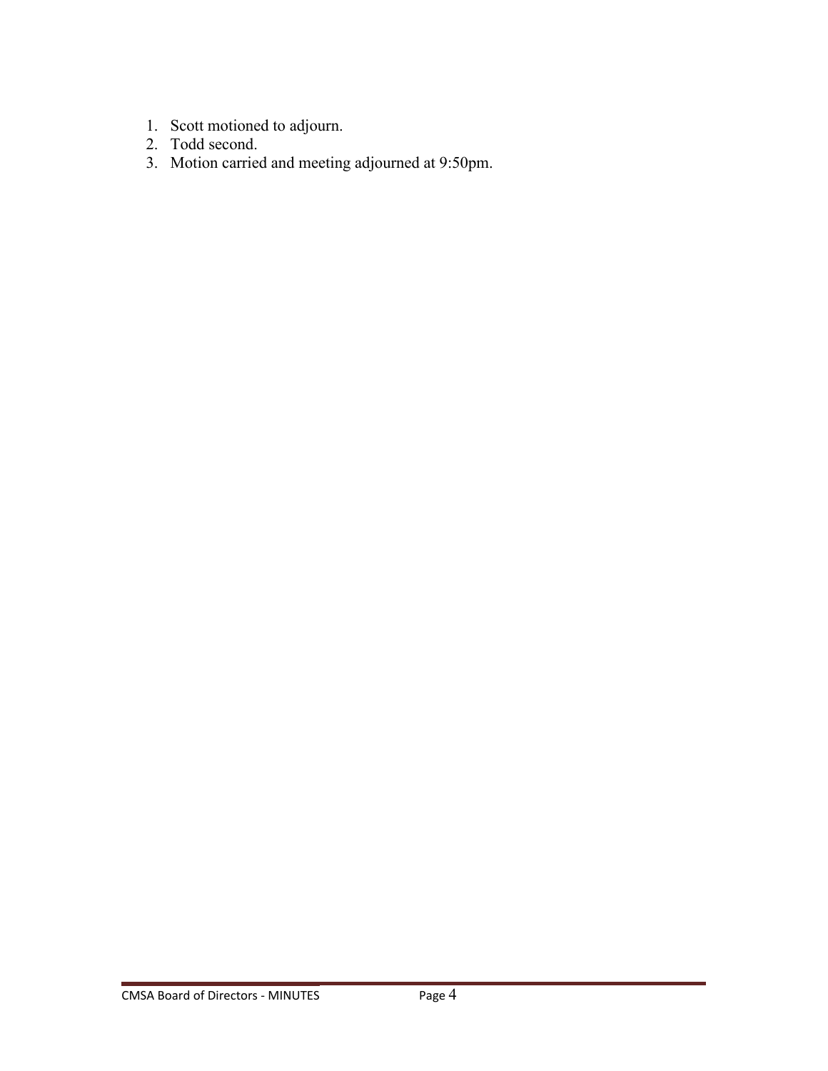1. Scott motioned to adjourn.
2. Todd second.
3. Motion carried and meeting adjourned at 9:50pm.